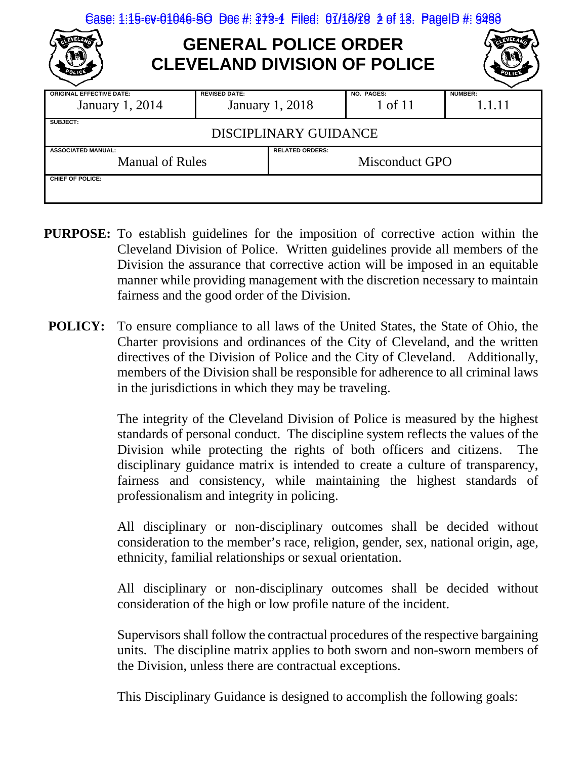# GENERAL POLICE ORDER
# CLEVELAND DIVISION OF POLICE

| ORIGINAL EFFECTIVE DATE: | REVISED DATE: | NO. PAGES: | NUMBER: |
|---|---|---|---|
| January 1, 2014 | January 1, 2018 | 1 of 11 | 1.1.11 |

| SUBJECT: |
|---|
| DISCIPLINARY GUIDANCE |

| ASSOCIATED MANUAL: | RELATED ORDERS: |
|---|---|
| Manual of Rules | Misconduct GPO |

| CHIEF OF POLICE: |
|---|
| |

**PURPOSE:** To establish guidelines for the imposition of corrective action within the Cleveland Division of Police. Written guidelines provide all members of the Division the assurance that corrective action will be imposed in an equitable manner while providing management with the discretion necessary to maintain fairness and the good order of the Division.

**POLICY:** To ensure compliance to all laws of the United States, the State of Ohio, the Charter provisions and ordinances of the City of Cleveland, and the written directives of the Division of Police and the City of Cleveland. Additionally, members of the Division shall be responsible for adherence to all criminal laws in the jurisdictions in which they may be traveling.

The integrity of the Cleveland Division of Police is measured by the highest standards of personal conduct. The discipline system reflects the values of the Division while protecting the rights of both officers and citizens. The disciplinary guidance matrix is intended to create a culture of transparency, fairness and consistency, while maintaining the highest standards of professionalism and integrity in policing.

All disciplinary or non-disciplinary outcomes shall be decided without consideration to the member's race, religion, gender, sex, national origin, age, ethnicity, familial relationships or sexual orientation.

All disciplinary or non-disciplinary outcomes shall be decided without consideration of the high or low profile nature of the incident.

Supervisors shall follow the contractual procedures of the respective bargaining units. The discipline matrix applies to both sworn and non-sworn members of the Division, unless there are contractual exceptions.

This Disciplinary Guidance is designed to accomplish the following goals: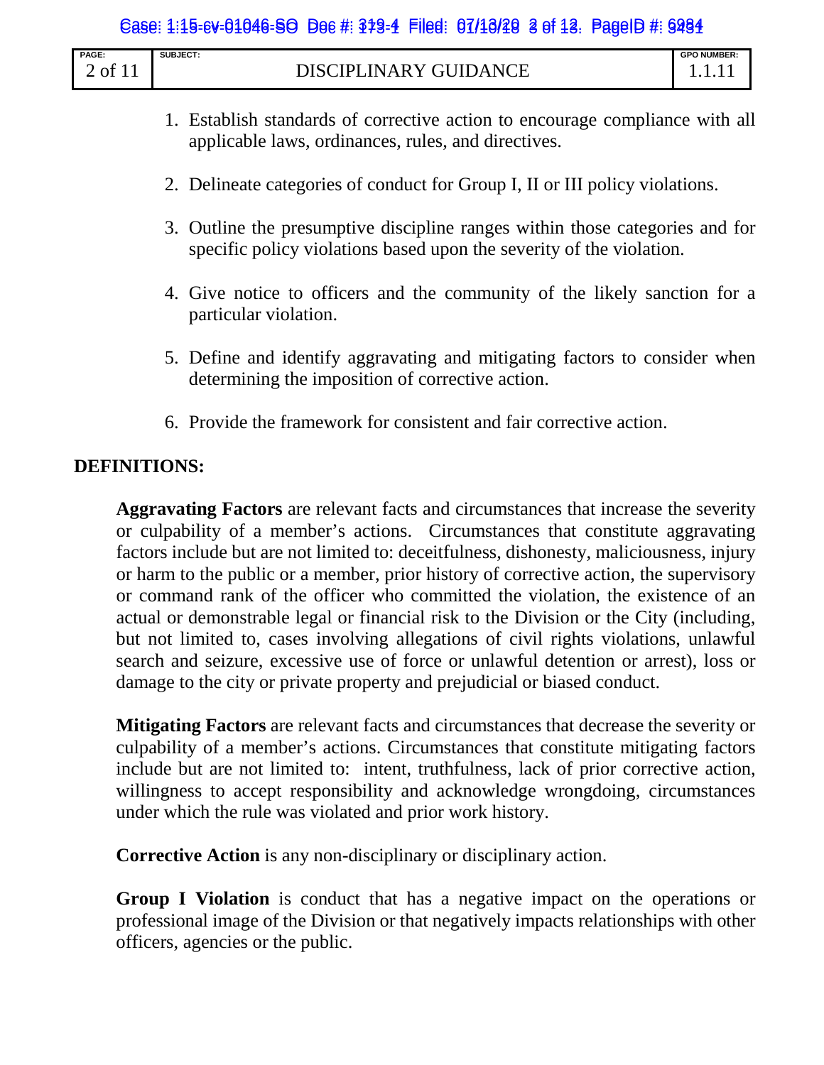1. Establish standards of corrective action to encourage compliance with all applicable laws, ordinances, rules, and directives.

2. Delineate categories of conduct for Group I, II or III policy violations.

3. Outline the presumptive discipline ranges within those categories and for specific policy violations based upon the severity of the violation.

4. Give notice to officers and the community of the likely sanction for a particular violation.

5. Define and identify aggravating and mitigating factors to consider when determining the imposition of corrective action.

6. Provide the framework for consistent and fair corrective action.

**DEFINITIONS:**

**Aggravating Factors** are relevant facts and circumstances that increase the severity or culpability of a member's actions. Circumstances that constitute aggravating factors include but are not limited to: deceitfulness, dishonesty, maliciousness, injury or harm to the public or a member, prior history of corrective action, the supervisory or command rank of the officer who committed the violation, the existence of an actual or demonstrable legal or financial risk to the Division or the City (including, but not limited to, cases involving allegations of civil rights violations, unlawful search and seizure, excessive use of force or unlawful detention or arrest), loss or damage to the city or private property and prejudicial or biased conduct.

**Mitigating Factors** are relevant facts and circumstances that decrease the severity or culpability of a member's actions. Circumstances that constitute mitigating factors include but are not limited to: intent, truthfulness, lack of prior corrective action, willingness to accept responsibility and acknowledge wrongdoing, circumstances under which the rule was violated and prior work history.

**Corrective Action** is any non-disciplinary or disciplinary action.

**Group I Violation** is conduct that has a negative impact on the operations or professional image of the Division or that negatively impacts relationships with other officers, agencies or the public.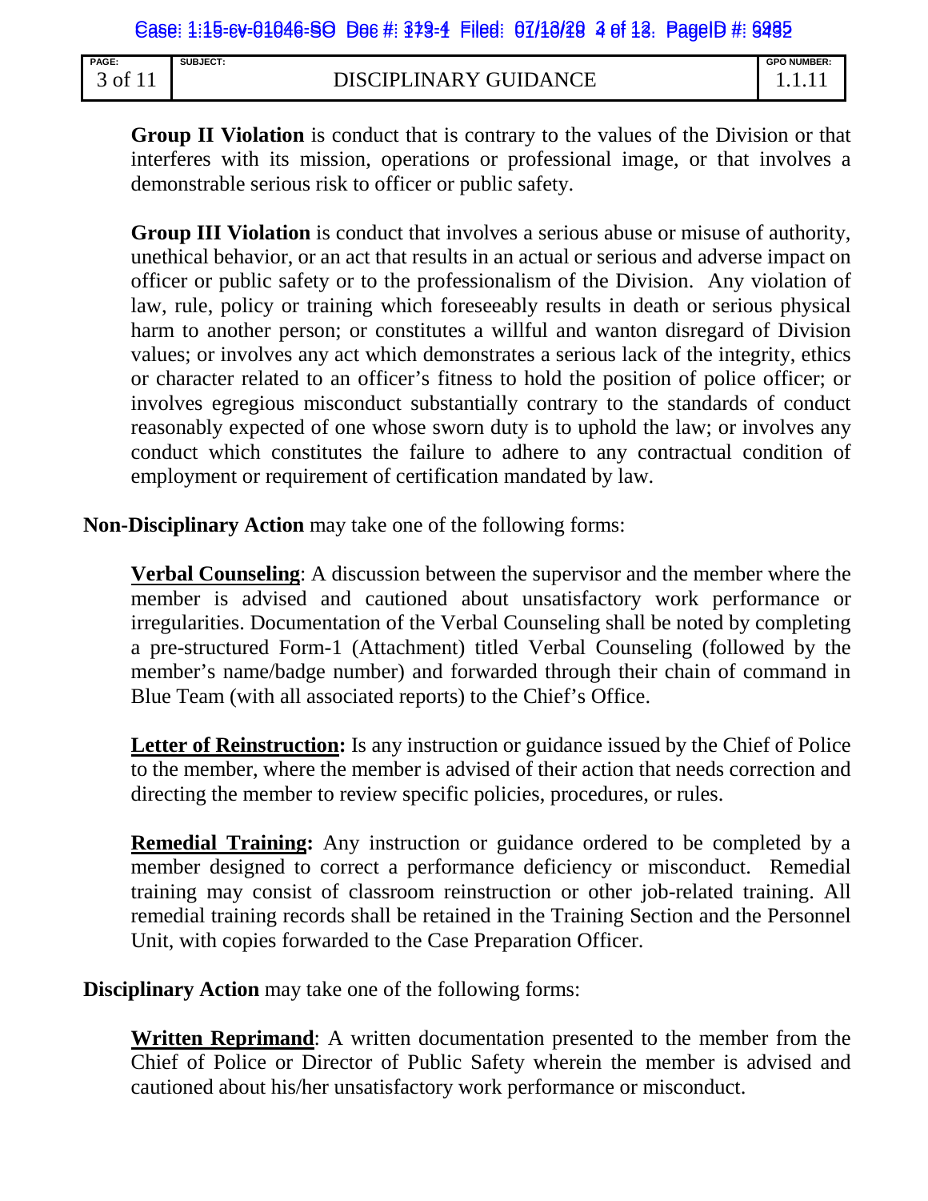**Group II Violation** is conduct that is contrary to the values of the Division or that interferes with its mission, operations or professional image, or that involves a demonstrable serious risk to officer or public safety.

**Group III Violation** is conduct that involves a serious abuse or misuse of authority, unethical behavior, or an act that results in an actual or serious and adverse impact on officer or public safety or to the professionalism of the Division. Any violation of law, rule, policy or training which foreseeably results in death or serious physical harm to another person; or constitutes a willful and wanton disregard of Division values; or involves any act which demonstrates a serious lack of the integrity, ethics or character related to an officer's fitness to hold the position of police officer; or involves egregious misconduct substantially contrary to the standards of conduct reasonably expected of one whose sworn duty is to uphold the law; or involves any conduct which constitutes the failure to adhere to any contractual condition of employment or requirement of certification mandated by law.

**Non-Disciplinary Action** may take one of the following forms:

**Verbal Counseling**: A discussion between the supervisor and the member where the member is advised and cautioned about unsatisfactory work performance or irregularities. Documentation of the Verbal Counseling shall be noted by completing a pre-structured Form-1 (Attachment) titled Verbal Counseling (followed by the member's name/badge number) and forwarded through their chain of command in Blue Team (with all associated reports) to the Chief's Office.

**Letter of Reinstruction:** Is any instruction or guidance issued by the Chief of Police to the member, where the member is advised of their action that needs correction and directing the member to review specific policies, procedures, or rules.

**Remedial Training:** Any instruction or guidance ordered to be completed by a member designed to correct a performance deficiency or misconduct. Remedial training may consist of classroom reinstruction or other job-related training. All remedial training records shall be retained in the Training Section and the Personnel Unit, with copies forwarded to the Case Preparation Officer.

**Disciplinary Action** may take one of the following forms:

**Written Reprimand**: A written documentation presented to the member from the Chief of Police or Director of Public Safety wherein the member is advised and cautioned about his/her unsatisfactory work performance or misconduct.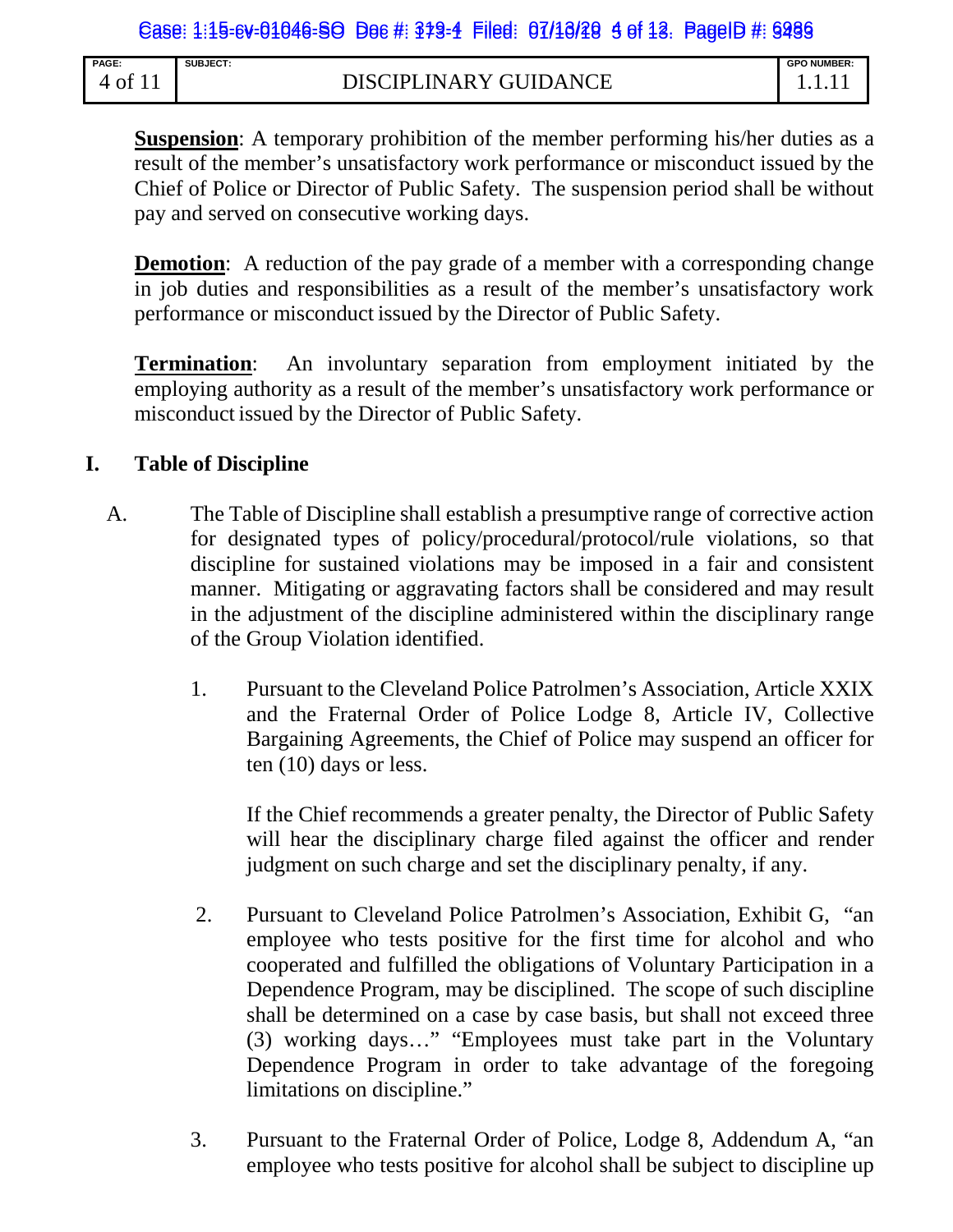**Suspension**: A temporary prohibition of the member performing his/her duties as a result of the member's unsatisfactory work performance or misconduct issued by the Chief of Police or Director of Public Safety. The suspension period shall be without pay and served on consecutive working days.

**Demotion**: A reduction of the pay grade of a member with a corresponding change in job duties and responsibilities as a result of the member's unsatisfactory work performance or misconduct issued by the Director of Public Safety.

**Termination**: An involuntary separation from employment initiated by the employing authority as a result of the member's unsatisfactory work performance or misconduct issued by the Director of Public Safety.

## I. Table of Discipline

A. The Table of Discipline shall establish a presumptive range of corrective action for designated types of policy/procedural/protocol/rule violations, so that discipline for sustained violations may be imposed in a fair and consistent manner. Mitigating or aggravating factors shall be considered and may result in the adjustment of the discipline administered within the disciplinary range of the Group Violation identified.

1. Pursuant to the Cleveland Police Patrolmen's Association, Article XXIX and the Fraternal Order of Police Lodge 8, Article IV, Collective Bargaining Agreements, the Chief of Police may suspend an officer for ten (10) days or less.

   If the Chief recommends a greater penalty, the Director of Public Safety will hear the disciplinary charge filed against the officer and render judgment on such charge and set the disciplinary penalty, if any.

2. Pursuant to Cleveland Police Patrolmen's Association, Exhibit G, "an employee who tests positive for the first time for alcohol and who cooperated and fulfilled the obligations of Voluntary Participation in a Dependence Program, may be disciplined. The scope of such discipline shall be determined on a case by case basis, but shall not exceed three (3) working days…" "Employees must take part in the Voluntary Dependence Program in order to take advantage of the foregoing limitations on discipline."

3. Pursuant to the Fraternal Order of Police, Lodge 8, Addendum A, "an employee who tests positive for alcohol shall be subject to discipline up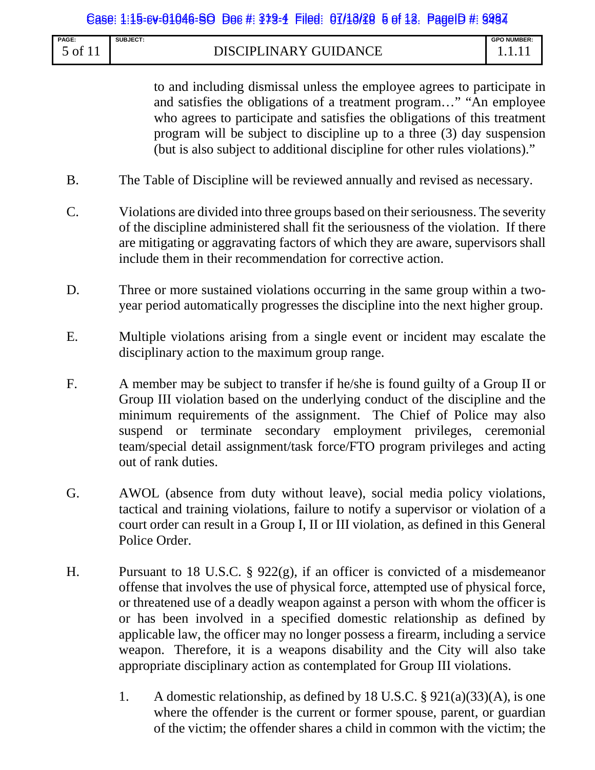to and including dismissal unless the employee agrees to participate in and satisfies the obligations of a treatment program…" "An employee who agrees to participate and satisfies the obligations of this treatment program will be subject to discipline up to a three (3) day suspension (but is also subject to additional discipline for other rules violations)."

B. The Table of Discipline will be reviewed annually and revised as necessary.

C. Violations are divided into three groups based on their seriousness. The severity of the discipline administered shall fit the seriousness of the violation. If there are mitigating or aggravating factors of which they are aware, supervisors shall include them in their recommendation for corrective action.

D. Three or more sustained violations occurring in the same group within a two-year period automatically progresses the discipline into the next higher group.

E. Multiple violations arising from a single event or incident may escalate the disciplinary action to the maximum group range.

F. A member may be subject to transfer if he/she is found guilty of a Group II or Group III violation based on the underlying conduct of the discipline and the minimum requirements of the assignment. The Chief of Police may also suspend or terminate secondary employment privileges, ceremonial team/special detail assignment/task force/FTO program privileges and acting out of rank duties.

G. AWOL (absence from duty without leave), social media policy violations, tactical and training violations, failure to notify a supervisor or violation of a court order can result in a Group I, II or III violation, as defined in this General Police Order.

H. Pursuant to 18 U.S.C. § 922(g), if an officer is convicted of a misdemeanor offense that involves the use of physical force, attempted use of physical force, or threatened use of a deadly weapon against a person with whom the officer is or has been involved in a specified domestic relationship as defined by applicable law, the officer may no longer possess a firearm, including a service weapon. Therefore, it is a weapons disability and the City will also take appropriate disciplinary action as contemplated for Group III violations.

1. A domestic relationship, as defined by 18 U.S.C. § 921(a)(33)(A), is one where the offender is the current or former spouse, parent, or guardian of the victim; the offender shares a child in common with the victim; the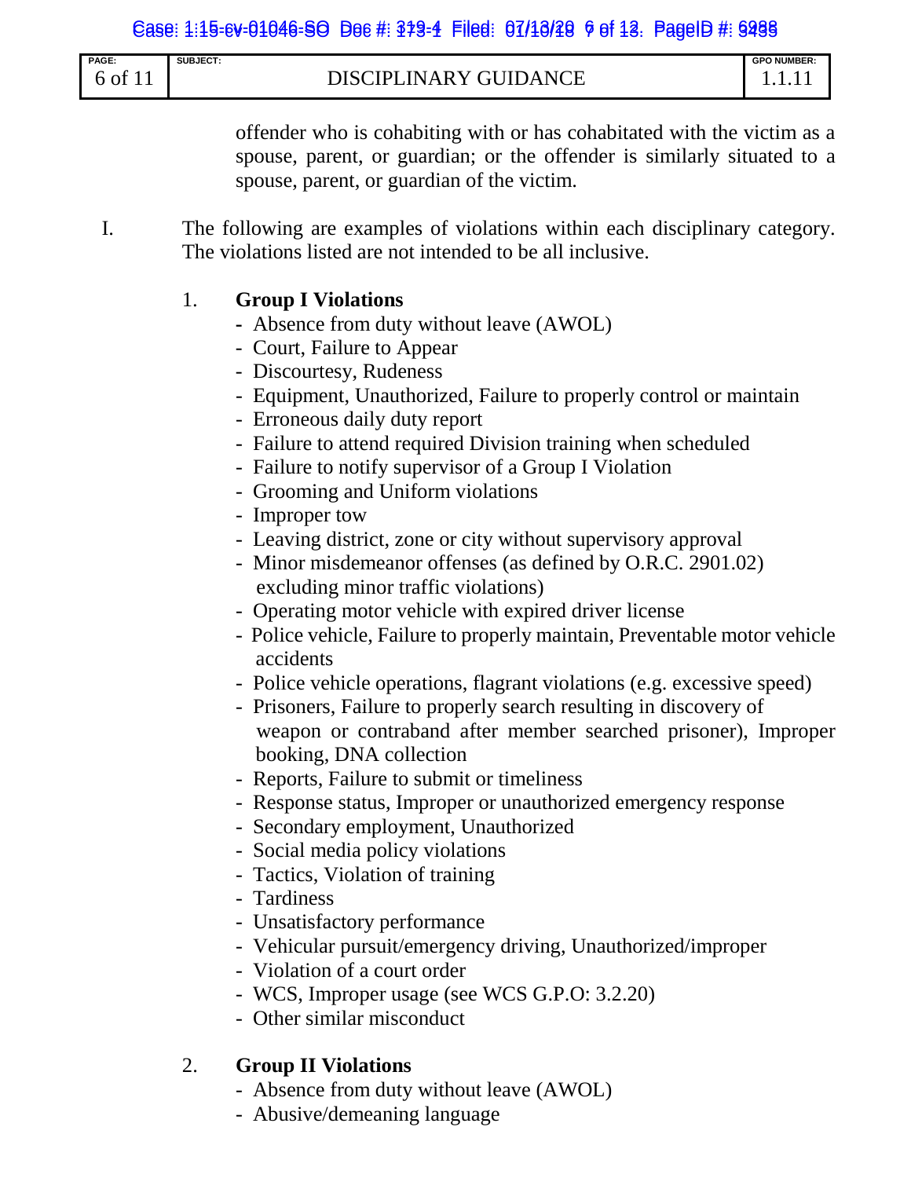offender who is cohabiting with or has cohabitated with the victim as a spouse, parent, or guardian; or the offender is similarly situated to a spouse, parent, or guardian of the victim.

I. The following are examples of violations within each disciplinary category. The violations listed are not intended to be all inclusive.

1. **Group I Violations**
   - Absence from duty without leave (AWOL)
   - Court, Failure to Appear
   - Discourtesy, Rudeness
   - Equipment, Unauthorized, Failure to properly control or maintain
   - Erroneous daily duty report
   - Failure to attend required Division training when scheduled
   - Failure to notify supervisor of a Group I Violation
   - Grooming and Uniform violations
   - Improper tow
   - Leaving district, zone or city without supervisory approval
   - Minor misdemeanor offenses (as defined by O.R.C. 2901.02) excluding minor traffic violations)
   - Operating motor vehicle with expired driver license
   - Police vehicle, Failure to properly maintain, Preventable motor vehicle accidents
   - Police vehicle operations, flagrant violations (e.g. excessive speed)
   - Prisoners, Failure to properly search resulting in discovery of weapon or contraband after member searched prisoner), Improper booking, DNA collection
   - Reports, Failure to submit or timeliness
   - Response status, Improper or unauthorized emergency response
   - Secondary employment, Unauthorized
   - Social media policy violations
   - Tactics, Violation of training
   - Tardiness
   - Unsatisfactory performance
   - Vehicular pursuit/emergency driving, Unauthorized/improper
   - Violation of a court order
   - WCS, Improper usage (see WCS G.P.O: 3.2.20)
   - Other similar misconduct

2. **Group II Violations**
   - Absence from duty without leave (AWOL)
   - Abusive/demeaning language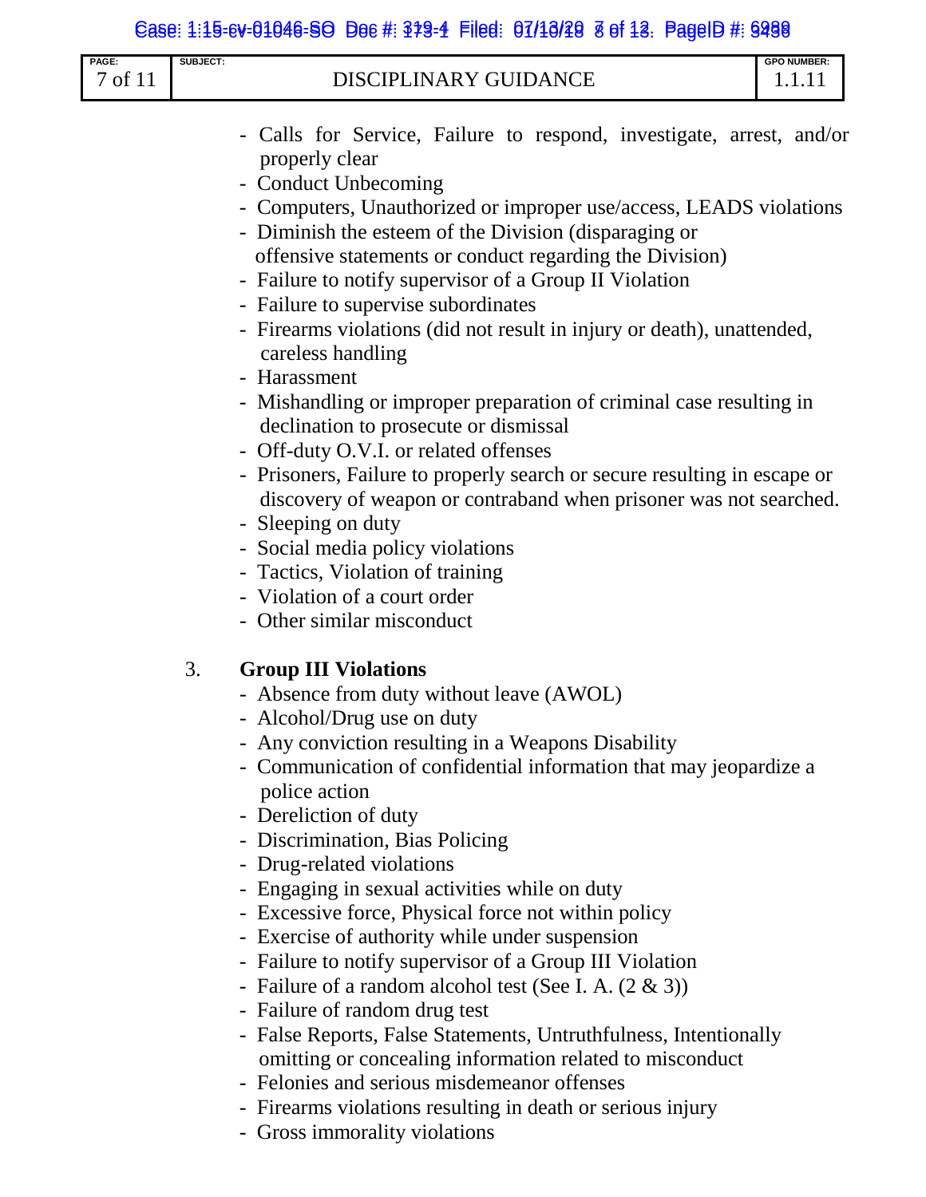- Calls for Service, Failure to respond, investigate, arrest, and/or properly clear
- Conduct Unbecoming
- Computers, Unauthorized or improper use/access, LEADS violations
- Diminish the esteem of the Division (disparaging or offensive statements or conduct regarding the Division)
- Failure to notify supervisor of a Group II Violation
- Failure to supervise subordinates
- Firearms violations (did not result in injury or death), unattended, careless handling
- Harassment
- Mishandling or improper preparation of criminal case resulting in declination to prosecute or dismissal
- Off-duty O.V.I. or related offenses
- Prisoners, Failure to properly search or secure resulting in escape or discovery of weapon or contraband when prisoner was not searched.
- Sleeping on duty
- Social media policy violations
- Tactics, Violation of training
- Violation of a court order
- Other similar misconduct

3. **Group III Violations**
   - Absence from duty without leave (AWOL)
   - Alcohol/Drug use on duty
   - Any conviction resulting in a Weapons Disability
   - Communication of confidential information that may jeopardize a police action
   - Dereliction of duty
   - Discrimination, Bias Policing
   - Drug-related violations
   - Engaging in sexual activities while on duty
   - Excessive force, Physical force not within policy
   - Exercise of authority while under suspension
   - Failure to notify supervisor of a Group III Violation
   - Failure of a random alcohol test (See I. A. (2 & 3))
   - Failure of random drug test
   - False Reports, False Statements, Untruthfulness, Intentionally omitting or concealing information related to misconduct
   - Felonies and serious misdemeanor offenses
   - Firearms violations resulting in death or serious injury
   - Gross immorality violations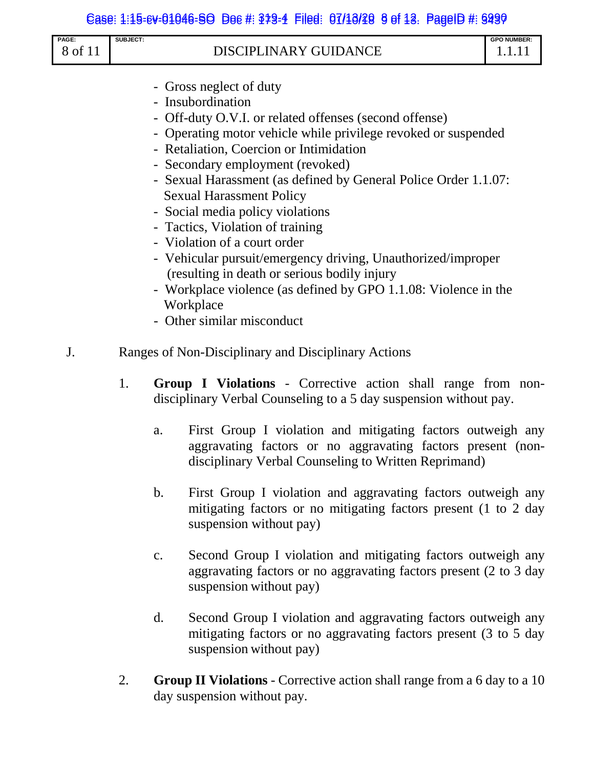- Gross neglect of duty
- Insubordination
- Off-duty O.V.I. or related offenses (second offense)
- Operating motor vehicle while privilege revoked or suspended
- Retaliation, Coercion or Intimidation
- Secondary employment (revoked)
- Sexual Harassment (as defined by General Police Order 1.1.07: Sexual Harassment Policy
- Social media policy violations
- Tactics, Violation of training
- Violation of a court order
- Vehicular pursuit/emergency driving, Unauthorized/improper (resulting in death or serious bodily injury
- Workplace violence (as defined by GPO 1.1.08: Violence in the Workplace
- Other similar misconduct

J. Ranges of Non-Disciplinary and Disciplinary Actions

1. **Group I Violations** - Corrective action shall range from non-disciplinary Verbal Counseling to a 5 day suspension without pay.

   a. First Group I violation and mitigating factors outweigh any aggravating factors or no aggravating factors present (non-disciplinary Verbal Counseling to Written Reprimand)

   b. First Group I violation and aggravating factors outweigh any mitigating factors or no mitigating factors present (1 to 2 day suspension without pay)

   c. Second Group I violation and mitigating factors outweigh any aggravating factors or no aggravating factors present (2 to 3 day suspension without pay)

   d. Second Group I violation and aggravating factors outweigh any mitigating factors or no mitigating factors present (3 to 5 day suspension without pay)

2. **Group II Violations** - Corrective action shall range from a 6 day to a 10 day suspension without pay.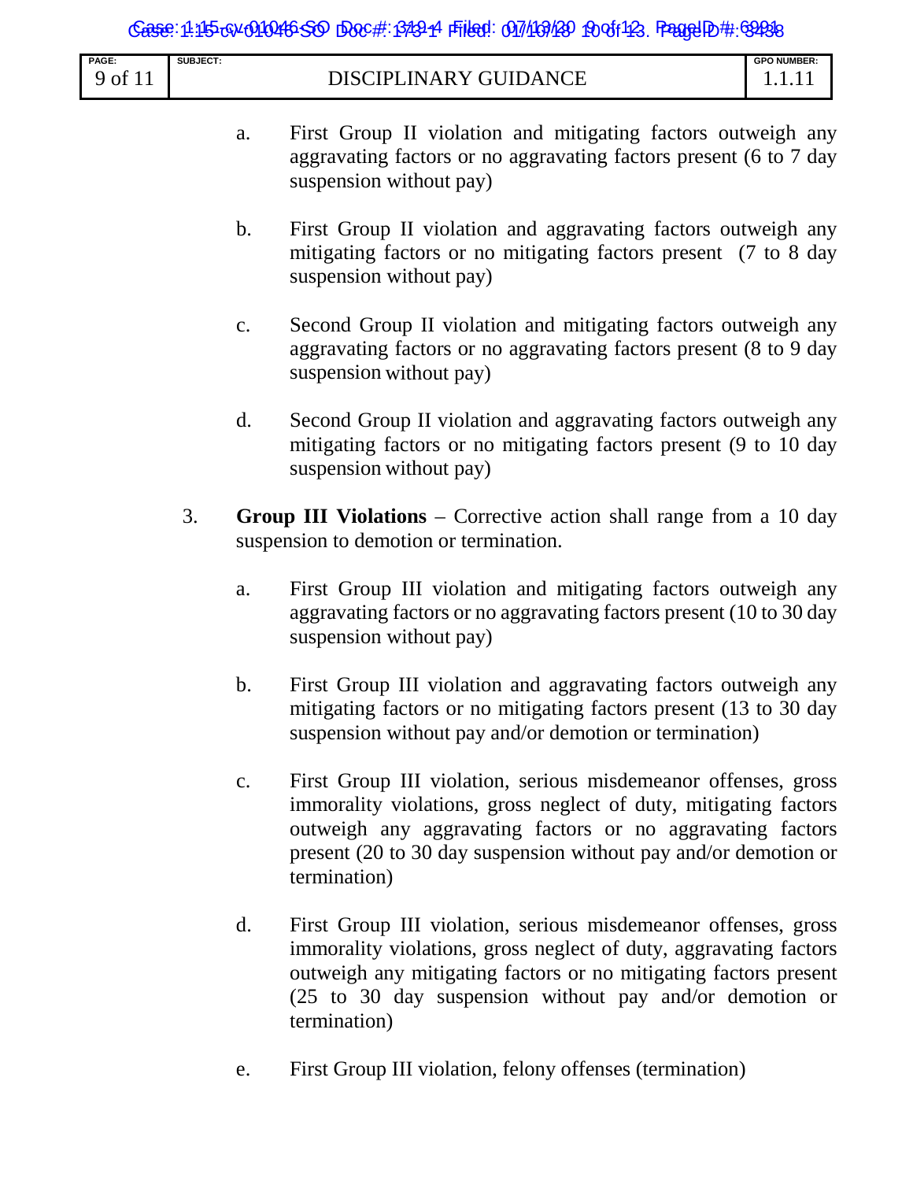a. First Group II violation and mitigating factors outweigh any aggravating factors or no aggravating factors present (6 to 7 day suspension without pay)

b. First Group II violation and aggravating factors outweigh any mitigating factors or no mitigating factors present (7 to 8 day suspension without pay)

c. Second Group II violation and mitigating factors outweigh any aggravating factors or no aggravating factors present (8 to 9 day suspension without pay)

d. Second Group II violation and aggravating factors outweigh any mitigating factors or no mitigating factors present (9 to 10 day suspension without pay)

3. **Group III Violations** – Corrective action shall range from a 10 day suspension to demotion or termination.

   a. First Group III violation and mitigating factors outweigh any aggravating factors or no aggravating factors present (10 to 30 day suspension without pay)

   b. First Group III violation and aggravating factors outweigh any mitigating factors or no mitigating factors present (13 to 30 day suspension without pay and/or demotion or termination)

   c. First Group III violation, serious misdemeanor offenses, gross immorality violations, gross neglect of duty, mitigating factors outweigh any aggravating factors or no aggravating factors present (20 to 30 day suspension without pay and/or demotion or termination)

   d. First Group III violation, serious misdemeanor offenses, gross immorality violations, gross neglect of duty, aggravating factors outweigh any mitigating factors or no mitigating factors present (25 to 30 day suspension without pay and/or demotion or termination)

   e. First Group III violation, felony offenses (termination)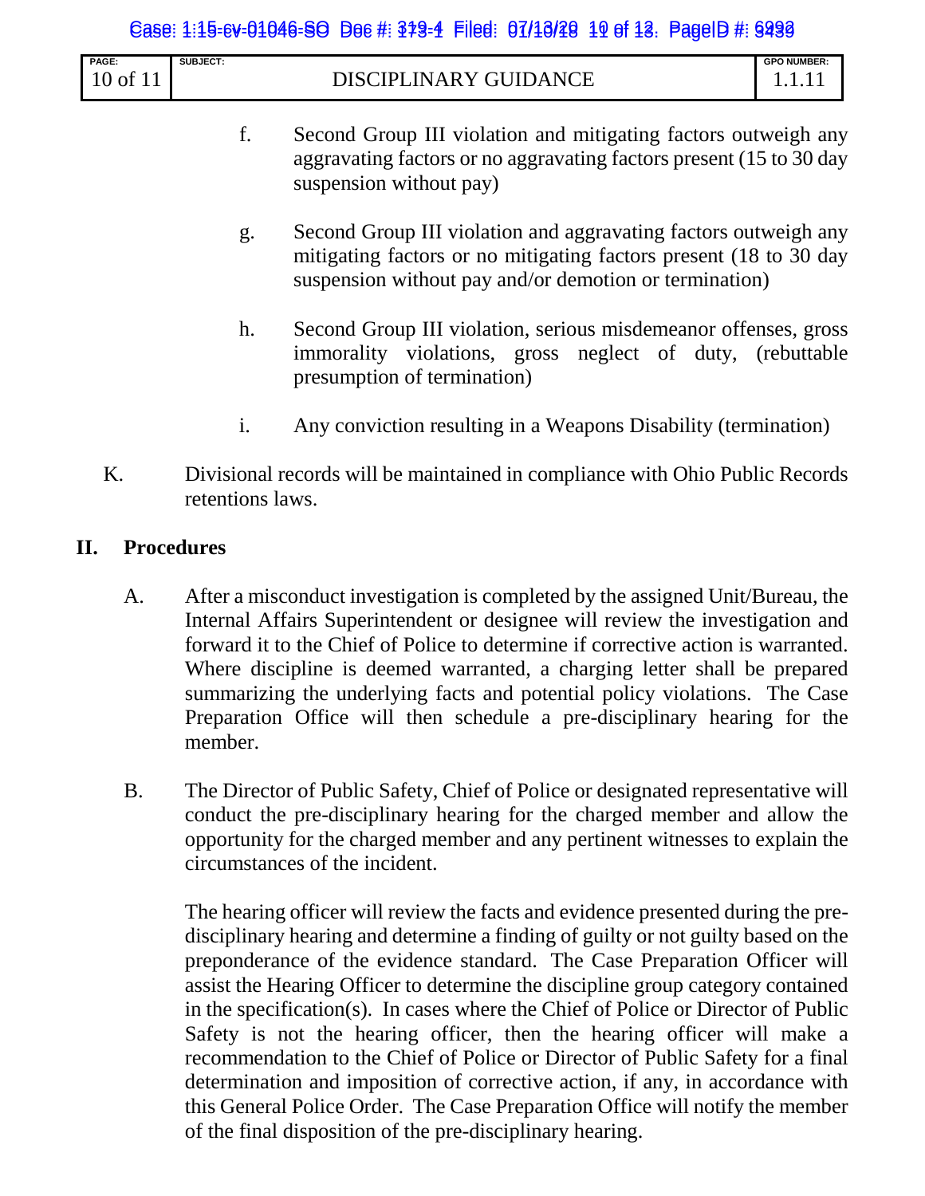f. Second Group III violation and mitigating factors outweigh any aggravating factors or no aggravating factors present (15 to 30 day suspension without pay)

g. Second Group III violation and aggravating factors outweigh any mitigating factors or no mitigating factors present (18 to 30 day suspension without pay and/or demotion or termination)

h. Second Group III violation, serious misdemeanor offenses, gross immorality violations, gross neglect of duty, (rebuttable presumption of termination)

i. Any conviction resulting in a Weapons Disability (termination)

K. Divisional records will be maintained in compliance with Ohio Public Records retentions laws.

## II. Procedures

A. After a misconduct investigation is completed by the assigned Unit/Bureau, the Internal Affairs Superintendent or designee will review the investigation and forward it to the Chief of Police to determine if corrective action is warranted. Where discipline is deemed warranted, a charging letter shall be prepared summarizing the underlying facts and potential policy violations. The Case Preparation Office will then schedule a pre-disciplinary hearing for the member.

B. The Director of Public Safety, Chief of Police or designated representative will conduct the pre-disciplinary hearing for the charged member and allow the opportunity for the charged member and any pertinent witnesses to explain the circumstances of the incident.

The hearing officer will review the facts and evidence presented during the pre-disciplinary hearing and determine a finding of guilty or not guilty based on the preponderance of the evidence standard. The Case Preparation Officer will assist the Hearing Officer to determine the discipline group category contained in the specification(s). In cases where the Chief of Police or Director of Public Safety is not the hearing officer, then the hearing officer will make a recommendation to the Chief of Police or Director of Public Safety for a final determination and imposition of corrective action, if any, in accordance with this General Police Order. The Case Preparation Office will notify the member of the final disposition of the pre-disciplinary hearing.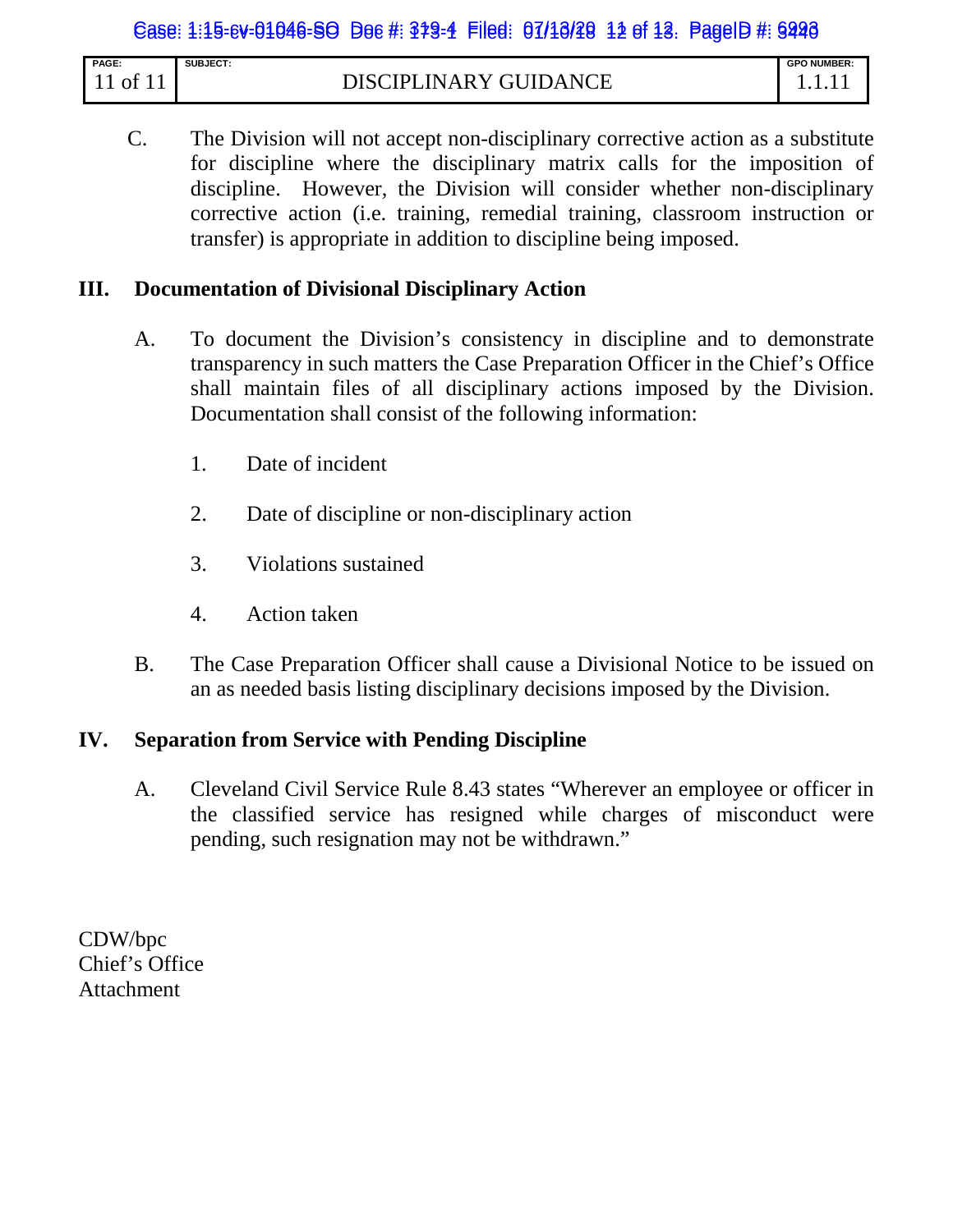C. The Division will not accept non-disciplinary corrective action as a substitute for discipline where the disciplinary matrix calls for the imposition of discipline. However, the Division will consider whether non-disciplinary corrective action (i.e. training, remedial training, classroom instruction or transfer) is appropriate in addition to discipline being imposed.

## III. Documentation of Divisional Disciplinary Action

A. To document the Division's consistency in discipline and to demonstrate transparency in such matters the Case Preparation Officer in the Chief's Office shall maintain files of all disciplinary actions imposed by the Division. Documentation shall consist of the following information:

1. Date of incident
2. Date of discipline or non-disciplinary action
3. Violations sustained
4. Action taken

B. The Case Preparation Officer shall cause a Divisional Notice to be issued on an as needed basis listing disciplinary decisions imposed by the Division.

## IV. Separation from Service with Pending Discipline

A. Cleveland Civil Service Rule 8.43 states "Wherever an employee or officer in the classified service has resigned while charges of misconduct were pending, such resignation may not be withdrawn."

CDW/bpc
Chief's Office
Attachment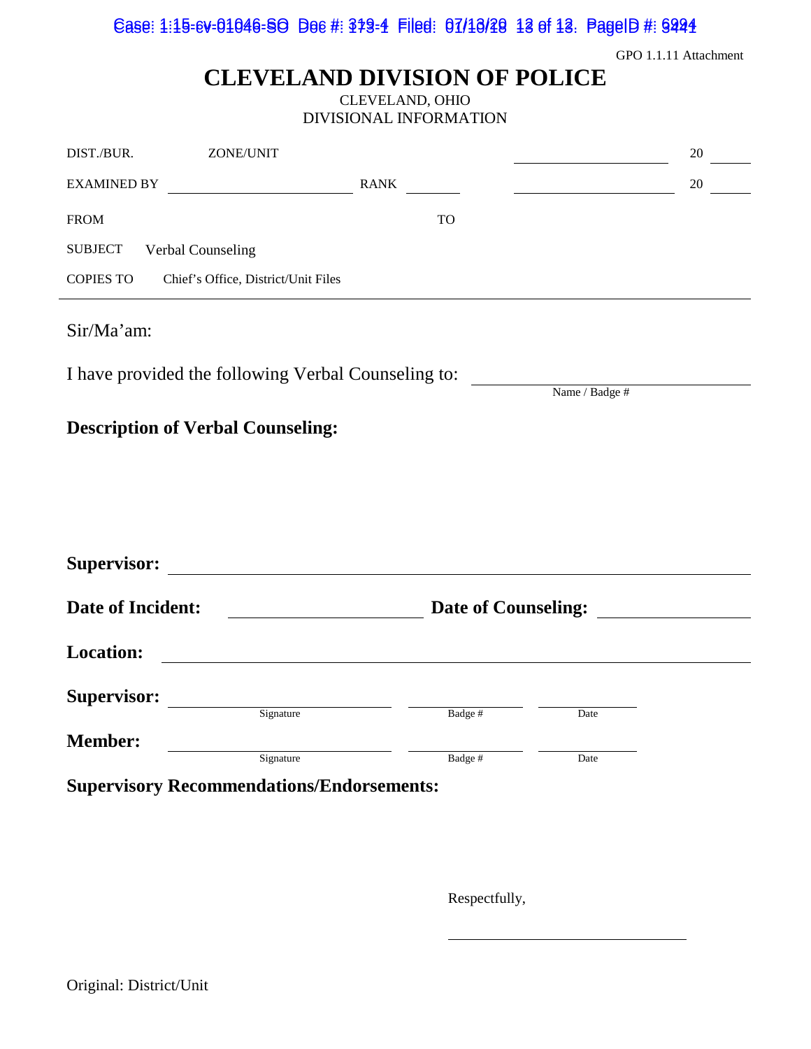GPO 1.1.11 Attachment

# CLEVELAND DIVISION OF POLICE

CLEVELAND, OHIO

DIVISIONAL INFORMATION

DIST./BUR. ZONE/UNIT ______________ 20 ____

EXAMINED BY ______________ RANK ______ ______________ 20 ____

FROM TO

SUBJECT Verbal Counseling

COPIES TO Chief's Office, District/Unit Files

---

Sir/Ma'am:

I have provided the following Verbal Counseling to: ______________________
Name / Badge #

**Description of Verbal Counseling:**

**Supervisor:** ______________________________________________

**Date of Incident:** ______________ **Date of Counseling:** ______________

**Location:** ______________________________________________

**Supervisor:** ______________ ______________ ______________
Signature Badge # Date

**Member:** ______________ ______________ ______________
Signature Badge # Date

**Supervisory Recommendations/Endorsements:**

Respectfully,

______________________

Original: District/Unit